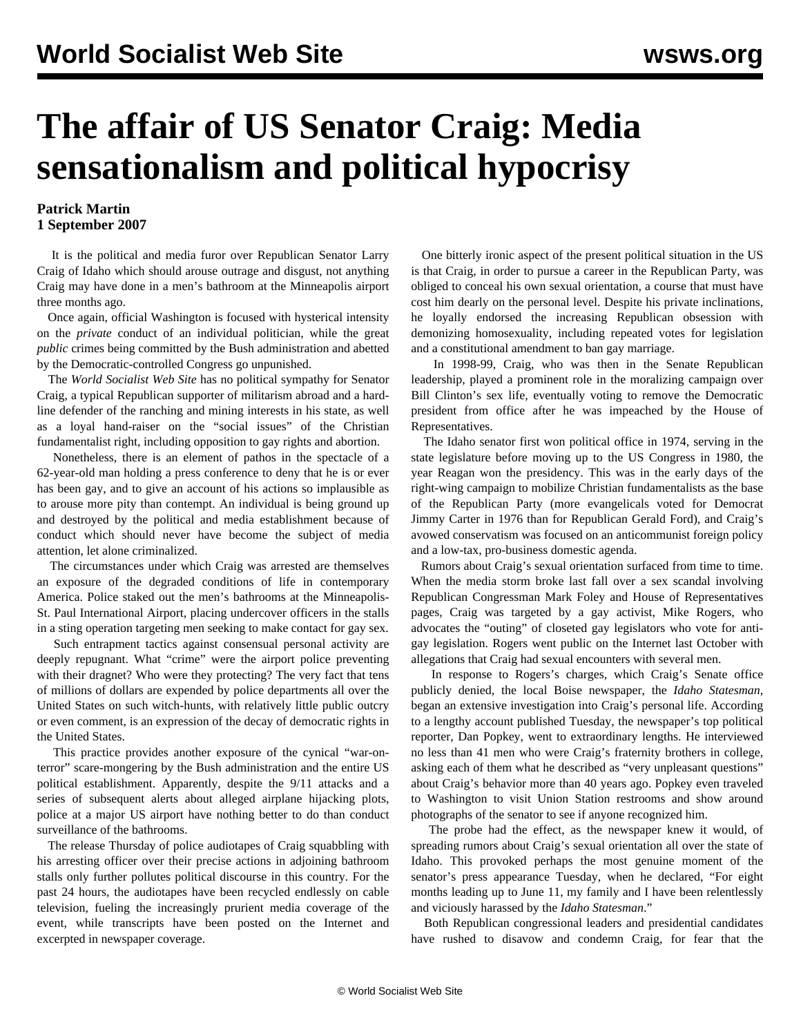# The affair of US Senator Craig: Media sensationalism and political hypocrisy

**Patrick Martin**
**1 September 2007**

It is the political and media furor over Republican Senator Larry Craig of Idaho which should arouse outrage and disgust, not anything Craig may have done in a men's bathroom at the Minneapolis airport three months ago.

Once again, official Washington is focused with hysterical intensity on the *private* conduct of an individual politician, while the great *public* crimes being committed by the Bush administration and abetted by the Democratic-controlled Congress go unpunished.

The *World Socialist Web Site* has no political sympathy for Senator Craig, a typical Republican supporter of militarism abroad and a hard-line defender of the ranching and mining interests in his state, as well as a loyal hand-raiser on the "social issues" of the Christian fundamentalist right, including opposition to gay rights and abortion.

Nonetheless, there is an element of pathos in the spectacle of a 62-year-old man holding a press conference to deny that he is or ever has been gay, and to give an account of his actions so implausible as to arouse more pity than contempt. An individual is being ground up and destroyed by the political and media establishment because of conduct which should never have become the subject of media attention, let alone criminalized.

The circumstances under which Craig was arrested are themselves an exposure of the degraded conditions of life in contemporary America. Police staked out the men's bathrooms at the Minneapolis-St. Paul International Airport, placing undercover officers in the stalls in a sting operation targeting men seeking to make contact for gay sex.

Such entrapment tactics against consensual personal activity are deeply repugnant. What "crime" were the airport police preventing with their dragnet? Who were they protecting? The very fact that tens of millions of dollars are expended by police departments all over the United States on such witch-hunts, with relatively little public outcry or even comment, is an expression of the decay of democratic rights in the United States.

This practice provides another exposure of the cynical "war-on-terror" scare-mongering by the Bush administration and the entire US political establishment. Apparently, despite the 9/11 attacks and a series of subsequent alerts about alleged airplane hijacking plots, police at a major US airport have nothing better to do than conduct surveillance of the bathrooms.

The release Thursday of police audiotapes of Craig squabbling with his arresting officer over their precise actions in adjoining bathroom stalls only further pollutes political discourse in this country. For the past 24 hours, the audiotapes have been recycled endlessly on cable television, fueling the increasingly prurient media coverage of the event, while transcripts have been posted on the Internet and excerpted in newspaper coverage.

One bitterly ironic aspect of the present political situation in the US is that Craig, in order to pursue a career in the Republican Party, was obliged to conceal his own sexual orientation, a course that must have cost him dearly on the personal level. Despite his private inclinations, he loyally endorsed the increasing Republican obsession with demonizing homosexuality, including repeated votes for legislation and a constitutional amendment to ban gay marriage.

In 1998-99, Craig, who was then in the Senate Republican leadership, played a prominent role in the moralizing campaign over Bill Clinton's sex life, eventually voting to remove the Democratic president from office after he was impeached by the House of Representatives.

The Idaho senator first won political office in 1974, serving in the state legislature before moving up to the US Congress in 1980, the year Reagan won the presidency. This was in the early days of the right-wing campaign to mobilize Christian fundamentalists as the base of the Republican Party (more evangelicals voted for Democrat Jimmy Carter in 1976 than for Republican Gerald Ford), and Craig's avowed conservatism was focused on an anticommunist foreign policy and a low-tax, pro-business domestic agenda.

Rumors about Craig's sexual orientation surfaced from time to time. When the media storm broke last fall over a sex scandal involving Republican Congressman Mark Foley and House of Representatives pages, Craig was targeted by a gay activist, Mike Rogers, who advocates the "outing" of closeted gay legislators who vote for anti-gay legislation. Rogers went public on the Internet last October with allegations that Craig had sexual encounters with several men.

In response to Rogers's charges, which Craig's Senate office publicly denied, the local Boise newspaper, the *Idaho Statesman*, began an extensive investigation into Craig's personal life. According to a lengthy account published Tuesday, the newspaper's top political reporter, Dan Popkey, went to extraordinary lengths. He interviewed no less than 41 men who were Craig's fraternity brothers in college, asking each of them what he described as "very unpleasant questions" about Craig's behavior more than 40 years ago. Popkey even traveled to Washington to visit Union Station restrooms and show around photographs of the senator to see if anyone recognized him.

The probe had the effect, as the newspaper knew it would, of spreading rumors about Craig's sexual orientation all over the state of Idaho. This provoked perhaps the most genuine moment of the senator's press appearance Tuesday, when he declared, "For eight months leading up to June 11, my family and I have been relentlessly and viciously harassed by the *Idaho Statesman*."

Both Republican congressional leaders and presidential candidates have rushed to disavow and condemn Craig, for fear that the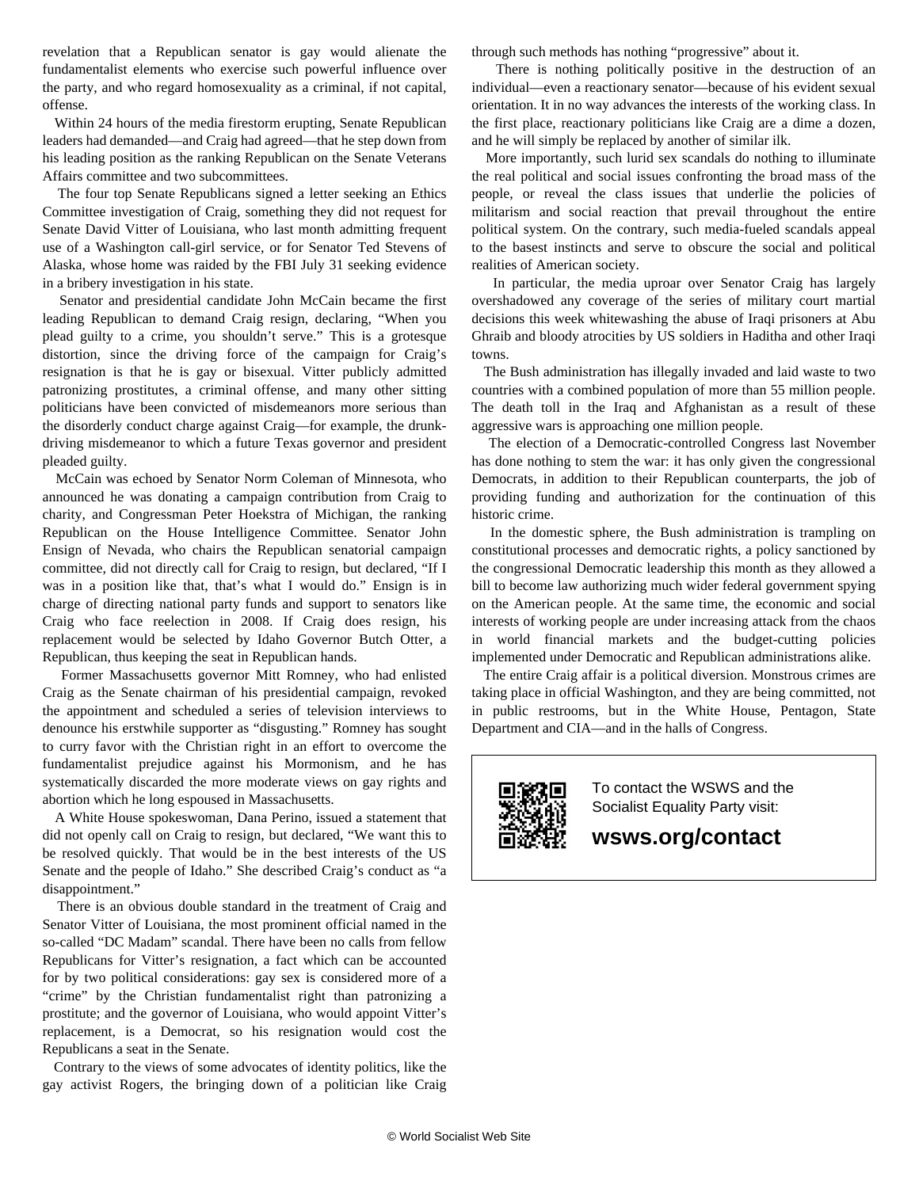revelation that a Republican senator is gay would alienate the fundamentalist elements who exercise such powerful influence over the party, and who regard homosexuality as a criminal, if not capital, offense.

Within 24 hours of the media firestorm erupting, Senate Republican leaders had demanded—and Craig had agreed—that he step down from his leading position as the ranking Republican on the Senate Veterans Affairs committee and two subcommittees.

The four top Senate Republicans signed a letter seeking an Ethics Committee investigation of Craig, something they did not request for Senate David Vitter of Louisiana, who last month admitting frequent use of a Washington call-girl service, or for Senator Ted Stevens of Alaska, whose home was raided by the FBI July 31 seeking evidence in a bribery investigation in his state.

Senator and presidential candidate John McCain became the first leading Republican to demand Craig resign, declaring, "When you plead guilty to a crime, you shouldn't serve." This is a grotesque distortion, since the driving force of the campaign for Craig's resignation is that he is gay or bisexual. Vitter publicly admitted patronizing prostitutes, a criminal offense, and many other sitting politicians have been convicted of misdemeanors more serious than the disorderly conduct charge against Craig—for example, the drunk-driving misdemeanor to which a future Texas governor and president pleaded guilty.

McCain was echoed by Senator Norm Coleman of Minnesota, who announced he was donating a campaign contribution from Craig to charity, and Congressman Peter Hoekstra of Michigan, the ranking Republican on the House Intelligence Committee. Senator John Ensign of Nevada, who chairs the Republican senatorial campaign committee, did not directly call for Craig to resign, but declared, "If I was in a position like that, that's what I would do." Ensign is in charge of directing national party funds and support to senators like Craig who face reelection in 2008. If Craig does resign, his replacement would be selected by Idaho Governor Butch Otter, a Republican, thus keeping the seat in Republican hands.

Former Massachusetts governor Mitt Romney, who had enlisted Craig as the Senate chairman of his presidential campaign, revoked the appointment and scheduled a series of television interviews to denounce his erstwhile supporter as "disgusting." Romney has sought to curry favor with the Christian right in an effort to overcome the fundamentalist prejudice against his Mormonism, and he has systematically discarded the more moderate views on gay rights and abortion which he long espoused in Massachusetts.

A White House spokeswoman, Dana Perino, issued a statement that did not openly call on Craig to resign, but declared, "We want this to be resolved quickly. That would be in the best interests of the US Senate and the people of Idaho." She described Craig's conduct as "a disappointment."

There is an obvious double standard in the treatment of Craig and Senator Vitter of Louisiana, the most prominent official named in the so-called "DC Madam" scandal. There have been no calls from fellow Republicans for Vitter's resignation, a fact which can be accounted for by two political considerations: gay sex is considered more of a "crime" by the Christian fundamentalist right than patronizing a prostitute; and the governor of Louisiana, who would appoint Vitter's replacement, is a Democrat, so his resignation would cost the Republicans a seat in the Senate.

Contrary to the views of some advocates of identity politics, like the gay activist Rogers, the bringing down of a politician like Craig through such methods has nothing "progressive" about it.

There is nothing politically positive in the destruction of an individual—even a reactionary senator—because of his evident sexual orientation. It in no way advances the interests of the working class. In the first place, reactionary politicians like Craig are a dime a dozen, and he will simply be replaced by another of similar ilk.

More importantly, such lurid sex scandals do nothing to illuminate the real political and social issues confronting the broad mass of the people, or reveal the class issues that underlie the policies of militarism and social reaction that prevail throughout the entire political system. On the contrary, such media-fueled scandals appeal to the basest instincts and serve to obscure the social and political realities of American society.

In particular, the media uproar over Senator Craig has largely overshadowed any coverage of the series of military court martial decisions this week whitewashing the abuse of Iraqi prisoners at Abu Ghraib and bloody atrocities by US soldiers in Haditha and other Iraqi towns.

The Bush administration has illegally invaded and laid waste to two countries with a combined population of more than 55 million people. The death toll in the Iraq and Afghanistan as a result of these aggressive wars is approaching one million people.

The election of a Democratic-controlled Congress last November has done nothing to stem the war: it has only given the congressional Democrats, in addition to their Republican counterparts, the job of providing funding and authorization for the continuation of this historic crime.

In the domestic sphere, the Bush administration is trampling on constitutional processes and democratic rights, a policy sanctioned by the congressional Democratic leadership this month as they allowed a bill to become law authorizing much wider federal government spying on the American people. At the same time, the economic and social interests of working people are under increasing attack from the chaos in world financial markets and the budget-cutting policies implemented under Democratic and Republican administrations alike.

The entire Craig affair is a political diversion. Monstrous crimes are taking place in official Washington, and they are being committed, not in public restrooms, but in the White House, Pentagon, State Department and CIA—and in the halls of Congress.

To contact the WSWS and the Socialist Equality Party visit:

**wsws.org/contact**